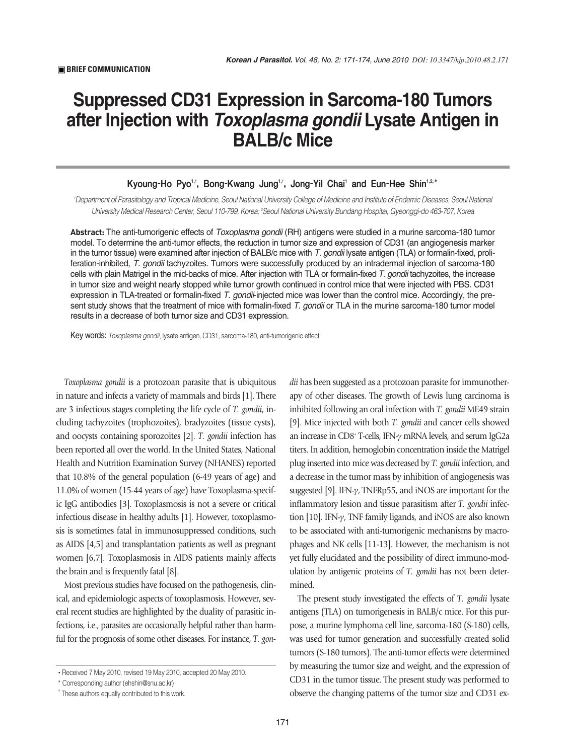**BRIEF COMMUNICATION**

# Suppressed CD31 Expression in Sarcoma-180 Tumors after Injection with *Toxoplasma gondii* Lysate Antigen in BALB/c Mice

Kyoung-Ho Pyo[1,†], Bong-Kwang Jung[1,†], Jong-Yil Chai[1] and Eun-Hee Shin[1,2,*]

[1]Department of Parasitology and Tropical Medicine, Seoul National University College of Medicine and Institute of Endemic Diseases, Seoul National University Medical Research Center, Seoul 110-799, Korea; [2]Seoul National University Bundang Hospital, Gyeonggi-do 463-707, Korea

**Abstract:** The anti-tumorigenic effects of *Toxoplasma gondii* (RH) antigens were studied in a murine sarcoma-180 tumor model. To determine the anti-tumor effects, the reduction in tumor size and expression of CD31 (an angiogenesis marker in the tumor tissue) were examined after injection of BALB/c mice with *T. gondii* lysate antigen (TLA) or formalin-fixed, proliferation-inhibited, *T. gondii* tachyzoites. Tumors were successfully produced by an intradermal injection of sarcoma-180 cells with plain Matrigel in the mid-backs of mice. After injection with TLA or formalin-fixed *T. gondii* tachyzoites, the increase in tumor size and weight nearly stopped while tumor growth continued in control mice that were injected with PBS. CD31 expression in TLA-treated or formalin-fixed *T. gondii*-injected mice was lower than the control mice. Accordingly, the present study shows that the treatment of mice with formalin-fixed *T. gondii* or TLA in the murine sarcoma-180 tumor model results in a decrease of both tumor size and CD31 expression.

Key words: *Toxoplasma gondii*, lysate antigen, CD31, sarcoma-180, anti-tumorigenic effect

*Toxoplasma gondii* is a protozoan parasite that is ubiquitous in nature and infects a variety of mammals and birds [1]. There are 3 infectious stages completing the life cycle of *T. gondii*, including tachyzoites (trophozoites), bradyzoites (tissue cysts), and oocysts containing sporozoites [2]. *T. gondii* infection has been reported all over the world. In the United States, National Health and Nutrition Examination Survey (NHANES) reported that 10.8% of the general population (6-49 years of age) and 11.0% of women (15-44 years of age) have Toxoplasma-specific IgG antibodies [3]. Toxoplasmosis is not a severe or critical infectious disease in healthy adults [1]. However, toxoplasmosis is sometimes fatal in immunosuppressed conditions, such as AIDS [4,5] and transplantation patients as well as pregnant women [6,7]. Toxoplasmosis in AIDS patients mainly affects the brain and is frequently fatal [8].

Most previous studies have focused on the pathogenesis, clinical, and epidemiologic aspects of toxoplasmosis. However, several recent studies are highlighted by the duality of parasitic infections, i.e., parasites are occasionally helpful rather than harmful for the prognosis of some other diseases. For instance, *T. gondii* has been suggested as a protozoan parasite for immunotherapy of other diseases. The growth of Lewis lung carcinoma is inhibited following an oral infection with *T. gondii* ME49 strain [9]. Mice injected with both *T. gondii* and cancer cells showed an increase in $CD8^+$ T-cells, IFN-$\gamma$ mRNA levels, and serum IgG2a titers. In addition, hemoglobin concentration inside the Matrigel plug inserted into mice was decreased by *T. gondii* infection, and a decrease in the tumor mass by inhibition of angiogenesis was suggested [9]. IFN-$\gamma$, TNFRp55, and iNOS are important for the inflammatory lesion and tissue parasitism after *T. gondii* infection [10]. IFN-$\gamma$, TNF family ligands, and iNOS are also known to be associated with anti-tumorigenic mechanisms by macrophages and NK cells [11-13]. However, the mechanism is not yet fully elucidated and the possibility of direct immuno-modulation by antigenic proteins of *T. gondii* has not been determined.

The present study investigated the effects of *T. gondii* lysate antigens (TLA) on tumorigenesis in BALB/c mice. For this purpose, a murine lymphoma cell line, sarcoma-180 (S-180) cells, was used for tumor generation and successfully created solid tumors (S-180 tumors). The anti-tumor effects were determined by measuring the tumor size and weight, and the expression of CD31 in the tumor tissue. The present study was performed to observe the changing patterns of the tumor size and CD31 ex-

- Received 7 May 2010, revised 19 May 2010, accepted 20 May 2010.

\* Corresponding author (ehshin@snu.ac.kr)

† These authors equally contributed to this work.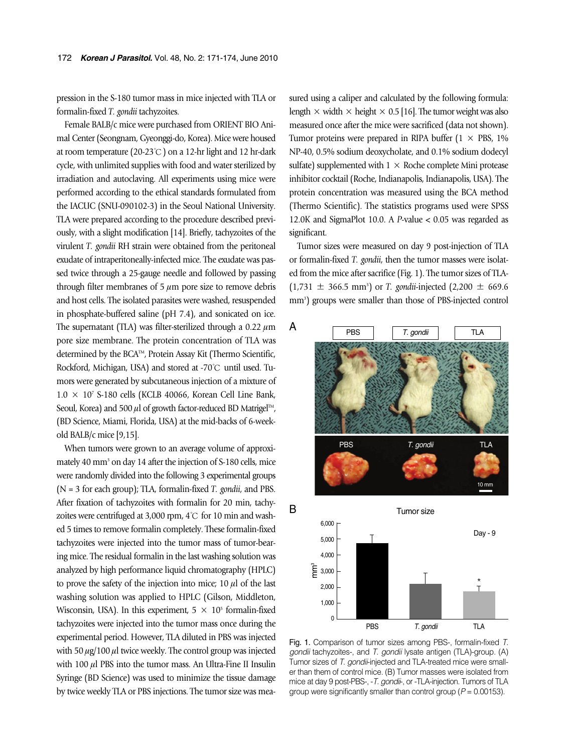pression in the S-180 tumor mass in mice injected with TLA or formalin-fixed *T. gondii* tachyzoites.

Female BALB/c mice were purchased from ORIENT BIO Animal Center (Seongnam, Gyeonggi-do, Korea). Mice were housed at room temperature (20-23˚C) on a 12-hr light and 12 hr-dark cycle, with unlimited supplies with food and water sterilized by irradiation and autoclaving. All experiments using mice were performed according to the ethical standards formulated from the IACUC (SNU-090102-3) in the Seoul National University. TLA were prepared according to the procedure described previously, with a slight modification [14]. Briefly, tachyzoites of the virulent *T. gondii* RH strain were obtained from the peritoneal exudate of intraperitoneally-infected mice. The exudate was passed twice through a 25-gauge needle and followed by passing through filter membranes of 5 $\mu$m pore size to remove debris and host cells. The isolated parasites were washed, resuspended in phosphate-buffered saline (pH 7.4), and sonicated on ice. The supernatant (TLA) was filter-sterilized through a 0.22 $\mu$m pore size membrane. The protein concentration of TLA was determined by the BCA™, Protein Assay Kit (Thermo Scientific, Rockford, Michigan, USA) and stored at -70˚C until used. Tumors were generated by subcutaneous injection of a mixture of $1.0 \times 10^7$ S-180 cells (KCLB 40066, Korean Cell Line Bank, Seoul, Korea) and 500 $\mu$l of growth factor-reduced BD Matrigel™, (BD Science, Miami, Florida, USA) at the mid-backs of 6-week-old BALB/c mice [9,15].

When tumors were grown to an average volume of approximately 40 mm$^3$ on day 14 after the injection of S-180 cells, mice were randomly divided into the following 3 experimental groups (N = 3 for each group); TLA, formalin-fixed *T. gondii*, and PBS. After fixation of tachyzoites with formalin for 20 min, tachyzoites were centrifuged at 3,000 rpm, 4˚C for 10 min and washed 5 times to remove formalin completely. These formalin-fixed tachyzoites were injected into the tumor mass of tumor-bearing mice. The residual formalin in the last washing solution was analyzed by high performance liquid chromatography (HPLC) to prove the safety of the injection into mice; 10 $\mu$l of the last washing solution was applied to HPLC (Gilson, Middleton, Wisconsin, USA). In this experiment, $5 \times 10^5$ formalin-fixed tachyzoites were injected into the tumor mass once during the experimental period. However, TLA diluted in PBS was injected with 50 $\mu$g/100 $\mu$l twice weekly. The control group was injected with 100 $\mu$l PBS into the tumor mass. An Ultra-Fine II Insulin Syringe (BD Science) was used to minimize the tissue damage by twice weekly TLA or PBS injections. The tumor size was measured using a caliper and calculated by the following formula: length × width × height × 0.5 [16]. The tumor weight was also measured once after the mice were sacrificed (data not shown). Tumor proteins were prepared in RIPA buffer (1 × PBS, 1% NP-40, 0.5% sodium deoxycholate, and 0.1% sodium dodecyl sulfate) supplemented with 1 × Roche complete Mini protease inhibitor cocktail (Roche, Indianapolis, Indianapolis, USA). The protein concentration was measured using the BCA method (Thermo Scientific). The statistics programs used were SPSS 12.0K and SigmaPlot 10.0. A $P$-value < 0.05 was regarded as significant.

Tumor sizes were measured on day 9 post-injection of TLA or formalin-fixed *T. gondii*, then the tumor masses were isolated from the mice after sacrifice (Fig. 1). The tumor sizes of TLA- (1,731 ± 366.5 mm$^3$) or *T. gondii*-injected (2,200 ± 669.6 mm$^3$) groups were smaller than those of PBS-injected control

Fig. 1. Comparison of tumor sizes among PBS-, formalin-fixed *T. gondii* tachyzoites-, and *T. gondii* lysate antigen (TLA)-group. (A) Tumor sizes of *T. gondii*-injected and TLA-treated mice were smaller than them of control mice. (B) Tumor masses were isolated from mice at day 9 post-PBS-, -*T. gondii*-, or -TLA-injection. Tumors of TLA group were significantly smaller than control group ($P$ = 0.00153).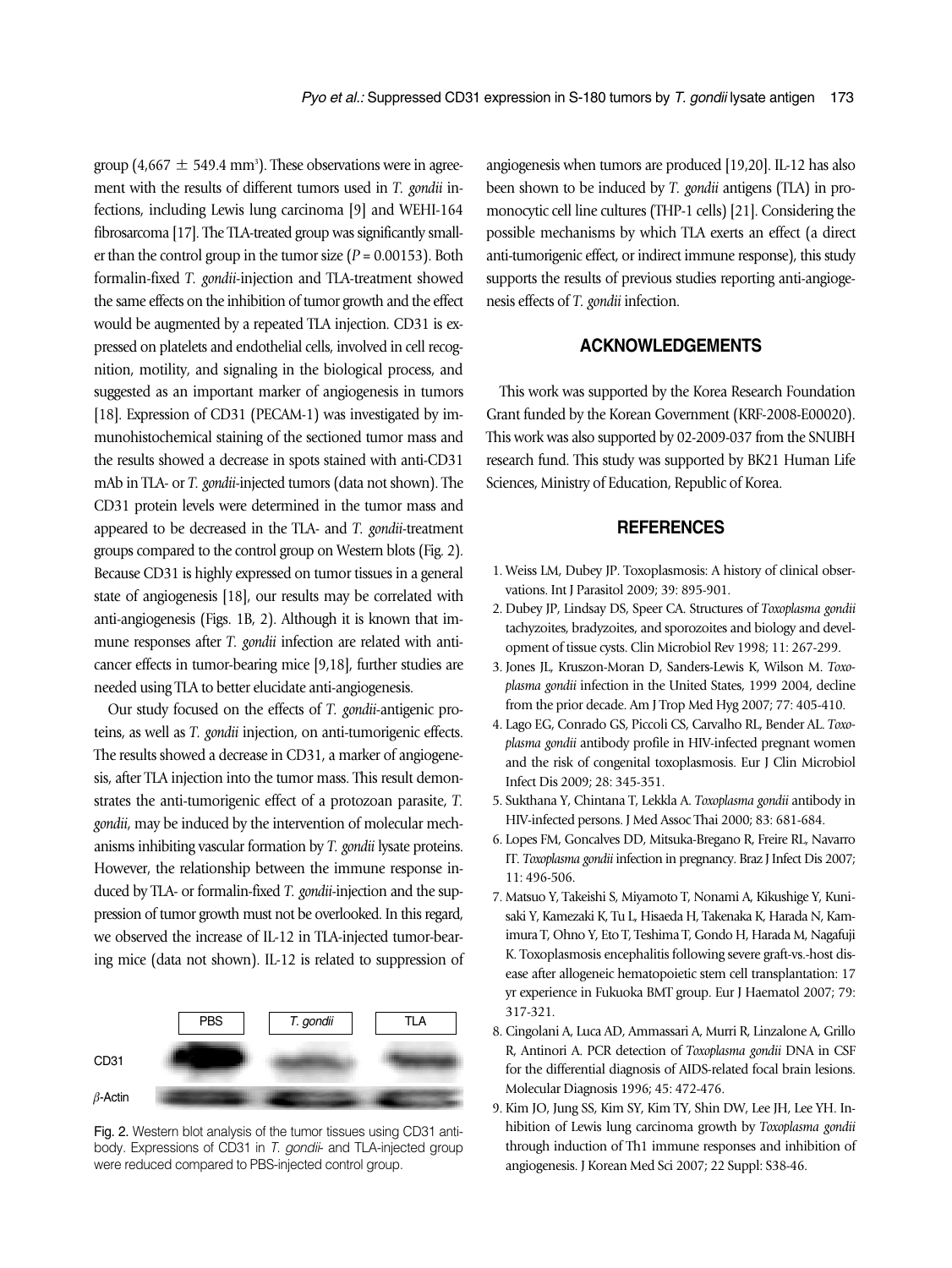group (4,667 ± 549.4 $mm^3$). These observations were in agreement with the results of different tumors used in *T. gondii* infections, including Lewis lung carcinoma [9] and WEHI-164 fibrosarcoma [17]. The TLA-treated group was significantly smaller than the control group in the tumor size ($P = 0.00153$). Both formalin-fixed *T. gondii*-injection and TLA-treatment showed the same effects on the inhibition of tumor growth and the effect would be augmented by a repeated TLA injection. CD31 is expressed on platelets and endothelial cells, involved in cell recognition, motility, and signaling in the biological process, and suggested as an important marker of angiogenesis in tumors [18]. Expression of CD31 (PECAM-1) was investigated by immunohistochemical staining of the sectioned tumor mass and the results showed a decrease in spots stained with anti-CD31 mAb in TLA- or *T. gondii*-injected tumors (data not shown). The CD31 protein levels were determined in the tumor mass and appeared to be decreased in the TLA- and *T. gondii*-treatment groups compared to the control group on Western blots (Fig. 2). Because CD31 is highly expressed on tumor tissues in a general state of angiogenesis [18], our results may be correlated with anti-angiogenesis (Figs. 1B, 2). Although it is known that immune responses after *T. gondii* infection are related with anticancer effects in tumor-bearing mice [9,18], further studies are needed using TLA to better elucidate anti-angiogenesis.

Our study focused on the effects of *T. gondii*-antigenic proteins, as well as *T. gondii* injection, on anti-tumorigenic effects. The results showed a decrease in CD31, a marker of angiogenesis, after TLA injection into the tumor mass. This result demonstrates the anti-tumorigenic effect of a protozoan parasite, *T. gondii*, may be induced by the intervention of molecular mechanisms inhibiting vascular formation by *T. gondii* lysate proteins. However, the relationship between the immune response induced by TLA- or formalin-fixed *T. gondii*-injection and the suppression of tumor growth must not be overlooked. In this regard, we observed the increase of IL-12 in TLA-injected tumor-bearing mice (data not shown). IL-12 is related to suppression of angiogenesis when tumors are produced [19,20]. IL-12 has also been shown to be induced by *T. gondii* antigens (TLA) in promonocytic cell line cultures (THP-1 cells) [21]. Considering the possible mechanisms by which TLA exerts an effect (a direct anti-tumorigenic effect, or indirect immune response), this study supports the results of previous studies reporting anti-angiogenesis effects of *T. gondii* infection.

PBS | *T. gondii* | TLA

CD31

β-Actin

Fig. 2. Western blot analysis of the tumor tissues using CD31 antibody. Expressions of CD31 in *T. gondii*- and TLA-injected group were reduced compared to PBS-injected control group.

## ACKNOWLEDGEMENTS

This work was supported by the Korea Research Foundation Grant funded by the Korean Government (KRF-2008-E00020). This work was also supported by 02-2009-037 from the SNUBH research fund. This study was supported by BK21 Human Life Sciences, Ministry of Education, Republic of Korea.

## REFERENCES

1. Weiss LM, Dubey JP. Toxoplasmosis: A history of clinical observations. Int J Parasitol 2009; 39: 895-901.
2. Dubey JP, Lindsay DS, Speer CA. Structures of *Toxoplasma gondii* tachyzoites, bradyzoites, and sporozoites and biology and development of tissue cysts. Clin Microbiol Rev 1998; 11: 267-299.
3. Jones JL, Kruszon-Moran D, Sanders-Lewis K, Wilson M. *Toxoplasma gondii* infection in the United States, 1999 2004, decline from the prior decade. Am J Trop Med Hyg 2007; 77: 405-410.
4. Lago EG, Conrado GS, Piccoli CS, Carvalho RL, Bender AL. *Toxoplasma gondii* antibody profile in HIV-infected pregnant women and the risk of congenital toxoplasmosis. Eur J Clin Microbiol Infect Dis 2009; 28: 345-351.
5. Sukthana Y, Chintana T, Lekkla A. *Toxoplasma gondii* antibody in HIV-infected persons. J Med Assoc Thai 2000; 83: 681-684.
6. Lopes FM, Goncalves DD, Mitsuka-Bregano R, Freire RL, Navarro IT. *Toxoplasma gondii* infection in pregnancy. Braz J Infect Dis 2007; 11: 496-506.
7. Matsuo Y, Takeishi S, Miyamoto T, Nonami A, Kikushige Y, Kunisaki Y, Kamezaki K, Tu L, Hisaeda H, Takenaka K, Harada N, Kamimura T, Ohno Y, Eto T, Teshima T, Gondo H, Harada M, Nagafuji K. Toxoplasmosis encephalitis following severe graft-vs.-host disease after allogeneic hematopoietic stem cell transplantation: 17 yr experience in Fukuoka BMT group. Eur J Haematol 2007; 79: 317-321.
8. Cingolani A, Luca AD, Ammassari A, Murri R, Linzalone A, Grillo R, Antinori A. PCR detection of *Toxoplasma gondii* DNA in CSF for the differential diagnosis of AIDS-related focal brain lesions. Molecular Diagnosis 1996; 45: 472-476.
9. Kim JO, Jung SS, Kim SY, Kim TY, Shin DW, Lee JH, Lee YH. Inhibition of Lewis lung carcinoma growth by *Toxoplasma gondii* through induction of Th1 immune responses and inhibition of angiogenesis. J Korean Med Sci 2007; 22 Suppl: S38-46.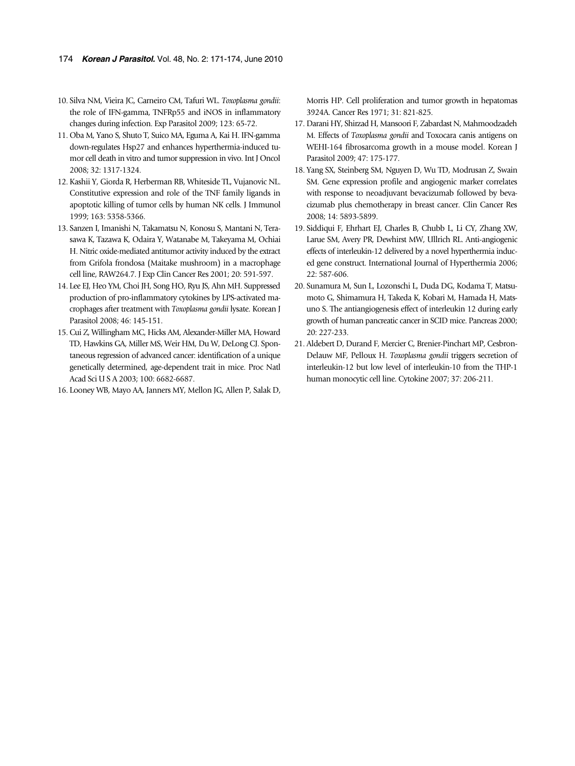10. Silva NM, Vieira JC, Carneiro CM, Tafuri WL. *Toxoplasma gondii*: the role of IFN-gamma, TNFRp55 and iNOS in inflammatory changes during infection. Exp Parasitol 2009; 123: 65-72.
11. Oba M, Yano S, Shuto T, Suico MA, Eguma A, Kai H. IFN-gamma down-regulates Hsp27 and enhances hyperthermia-induced tumor cell death in vitro and tumor suppression in vivo. Int J Oncol 2008; 32: 1317-1324.
12. Kashii Y, Giorda R, Herberman RB, Whiteside TL, Vujanovic NL. Constitutive expression and role of the TNF family ligands in apoptotic killing of tumor cells by human NK cells. J Immunol 1999; 163: 5358-5366.
13. Sanzen I, Imanishi N, Takamatsu N, Konosu S, Mantani N, Terasawa K, Tazawa K, Odaira Y, Watanabe M, Takeyama M, Ochiai H. Nitric oxide-mediated antitumor activity induced by the extract from Grifola frondosa (Maitake mushroom) in a macrophage cell line, RAW264.7. J Exp Clin Cancer Res 2001; 20: 591-597.
14. Lee EJ, Heo YM, Choi JH, Song HO, Ryu JS, Ahn MH. Suppressed production of pro-inflammatory cytokines by LPS-activated macrophages after treatment with *Toxoplasma gondii* lysate. Korean J Parasitol 2008; 46: 145-151.
15. Cui Z, Willingham MC, Hicks AM, Alexander-Miller MA, Howard TD, Hawkins GA, Miller MS, Weir HM, Du W, DeLong CJ. Spontaneous regression of advanced cancer: identification of a unique genetically determined, age-dependent trait in mice. Proc Natl Acad Sci U S A 2003; 100: 6682-6687.
16. Looney WB, Mayo AA, Janners MY, Mellon JG, Allen P, Salak D, Morris HP. Cell proliferation and tumor growth in hepatomas 3924A. Cancer Res 1971; 31: 821-825.
17. Darani HY, Shirzad H, Mansoori F, Zabardast N, Mahmoodzadeh M. Effects of *Toxoplasma gondii* and Toxocara canis antigens on WEHI-164 fibrosarcoma growth in a mouse model. Korean J Parasitol 2009; 47: 175-177.
18. Yang SX, Steinberg SM, Nguyen D, Wu TD, Modrusan Z, Swain SM. Gene expression profile and angiogenic marker correlates with response to neoadjuvant bevacizumab followed by bevacizumab plus chemotherapy in breast cancer. Clin Cancer Res 2008; 14: 5893-5899.
19. Siddiqui F, Ehrhart EJ, Charles B, Chubb L, Li CY, Zhang XW, Larue SM, Avery PR, Dewhirst MW, Ullrich RL. Anti-angiogenic effects of interleukin-12 delivered by a novel hyperthermia induced gene construct. International Journal of Hyperthermia 2006; 22: 587-606.
20. Sunamura M, Sun L, Lozonschi L, Duda DG, Kodama T, Matsumoto G, Shimamura H, Takeda K, Kobari M, Hamada H, Matsuno S. The antiangiogenesis effect of interleukin 12 during early growth of human pancreatic cancer in SCID mice. Pancreas 2000; 20: 227-233.
21. Aldebert D, Durand F, Mercier C, Brenier-Pinchart MP, Cesbron-Delauw MF, Pelloux H. *Toxoplasma gondii* triggers secretion of interleukin-12 but low level of interleukin-10 from the THP-1 human monocytic cell line. Cytokine 2007; 37: 206-211.